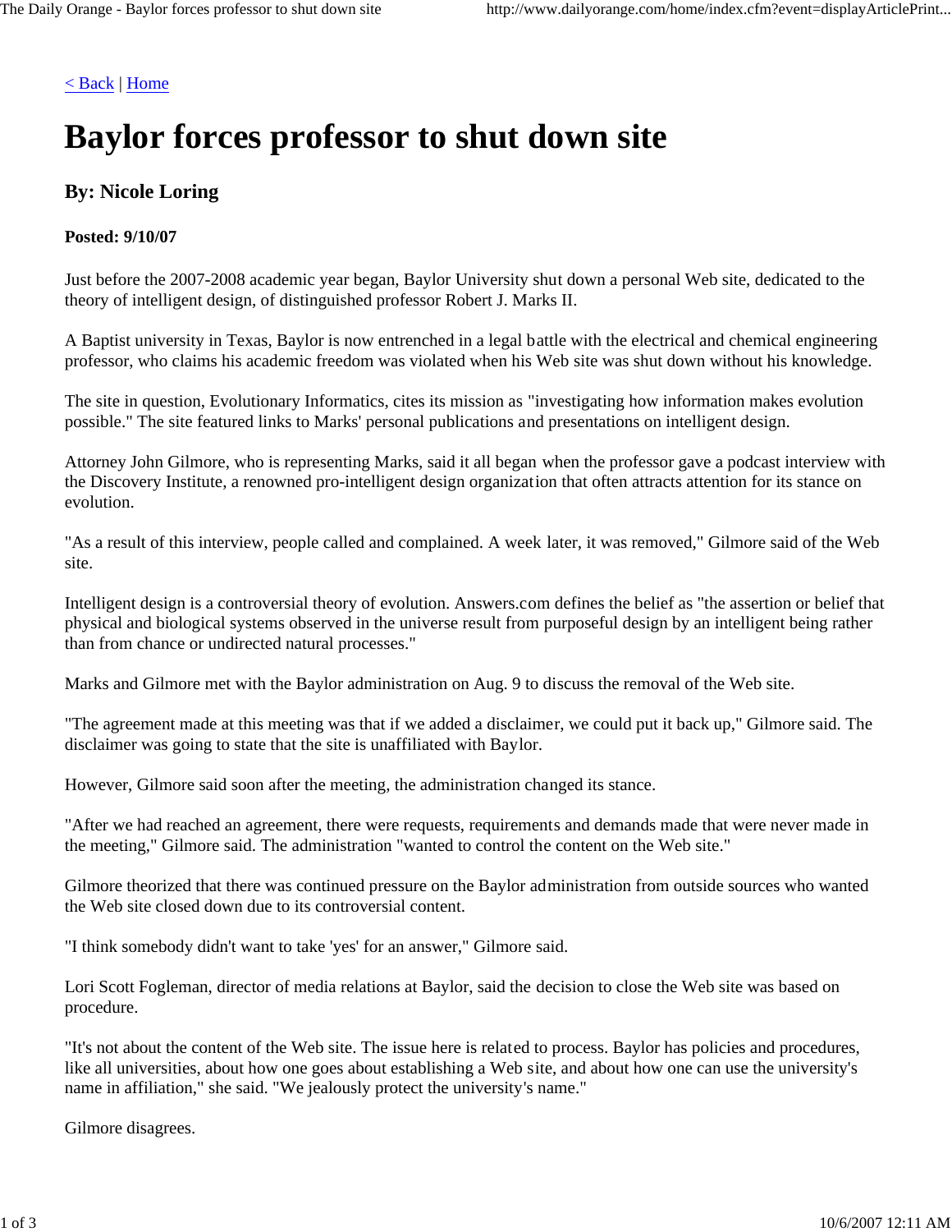[< Back](#) | [Home](#)

# Baylor forces professor to shut down site

### By: Nicole Loring

**Posted: 9/10/07**

Just before the 2007-2008 academic year began, Baylor University shut down a personal Web site, dedicated to the theory of intelligent design, of distinguished professor Robert J. Marks II.

A Baptist university in Texas, Baylor is now entrenched in a legal battle with the electrical and chemical engineering professor, who claims his academic freedom was violated when his Web site was shut down without his knowledge.

The site in question, Evolutionary Informatics, cites its mission as "investigating how information makes evolution possible." The site featured links to Marks' personal publications and presentations on intelligent design.

Attorney John Gilmore, who is representing Marks, said it all began when the professor gave a podcast interview with the Discovery Institute, a renowned pro-intelligent design organization that often attracts attention for its stance on evolution.

"As a result of this interview, people called and complained. A week later, it was removed," Gilmore said of the Web site.

Intelligent design is a controversial theory of evolution. Answers.com defines the belief as "the assertion or belief that physical and biological systems observed in the universe result from purposeful design by an intelligent being rather than from chance or undirected natural processes."

Marks and Gilmore met with the Baylor administration on Aug. 9 to discuss the removal of the Web site.

"The agreement made at this meeting was that if we added a disclaimer, we could put it back up," Gilmore said. The disclaimer was going to state that the site is unaffiliated with Baylor.

However, Gilmore said soon after the meeting, the administration changed its stance.

"After we had reached an agreement, there were requests, requirements and demands made that were never made in the meeting," Gilmore said. The administration "wanted to control the content on the Web site."

Gilmore theorized that there was continued pressure on the Baylor administration from outside sources who wanted the Web site closed down due to its controversial content.

"I think somebody didn't want to take 'yes' for an answer," Gilmore said.

Lori Scott Fogleman, director of media relations at Baylor, said the decision to close the Web site was based on procedure.

"It's not about the content of the Web site. The issue here is related to process. Baylor has policies and procedures, like all universities, about how one goes about establishing a Web site, and about how one can use the university's name in affiliation," she said. "We jealously protect the university's name."

Gilmore disagrees.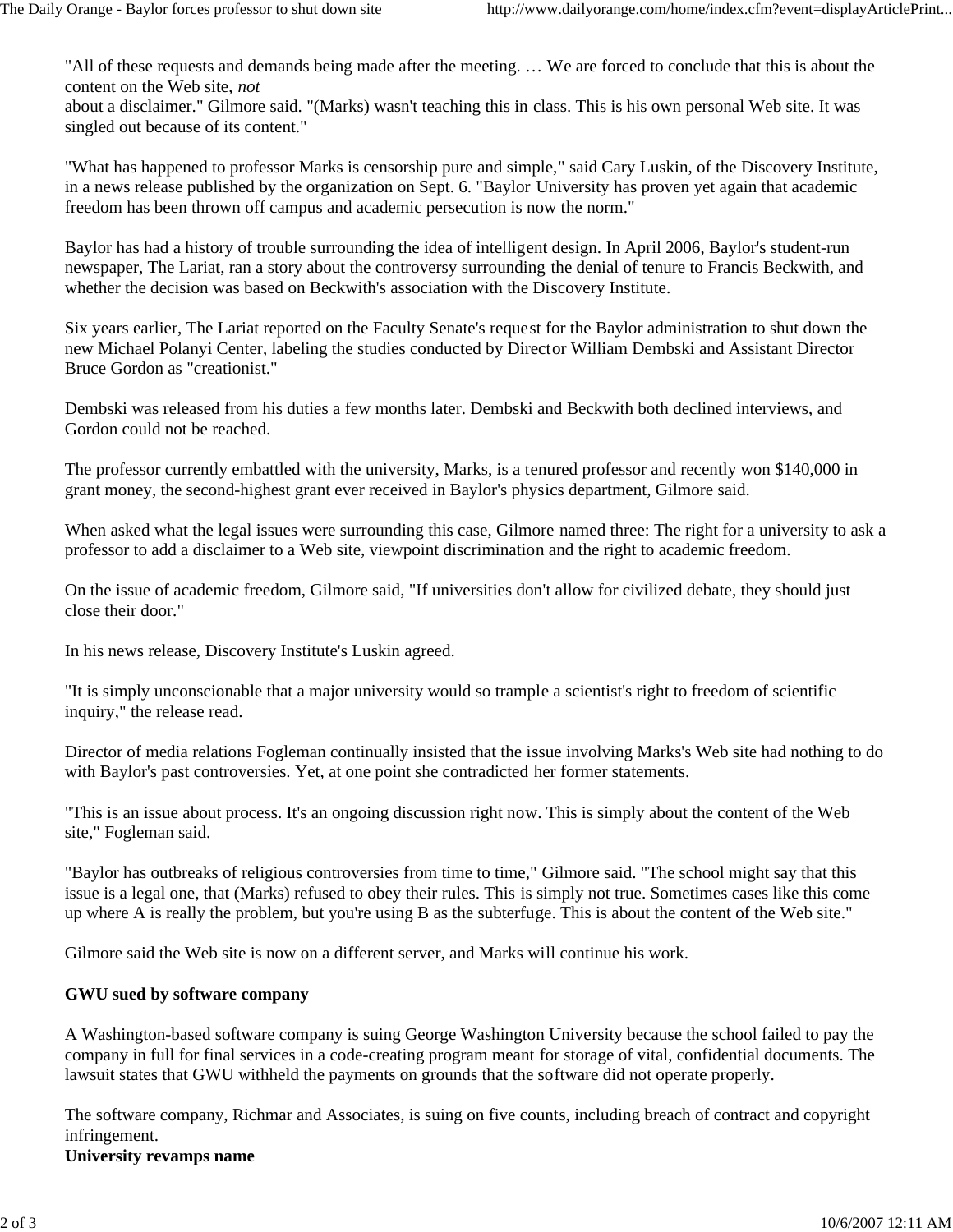"All of these requests and demands being made after the meeting. … We are forced to conclude that this is about the content on the Web site, *not* about a disclaimer." Gilmore said. "(Marks) wasn't teaching this in class. This is his own personal Web site. It was singled out because of its content."

"What has happened to professor Marks is censorship pure and simple," said Cary Luskin, of the Discovery Institute, in a news release published by the organization on Sept. 6. "Baylor University has proven yet again that academic freedom has been thrown off campus and academic persecution is now the norm."

Baylor has had a history of trouble surrounding the idea of intelligent design. In April 2006, Baylor's student-run newspaper, The Lariat, ran a story about the controversy surrounding the denial of tenure to Francis Beckwith, and whether the decision was based on Beckwith's association with the Discovery Institute.

Six years earlier, The Lariat reported on the Faculty Senate's request for the Baylor administration to shut down the new Michael Polanyi Center, labeling the studies conducted by Director William Dembski and Assistant Director Bruce Gordon as "creationist."

Dembski was released from his duties a few months later. Dembski and Beckwith both declined interviews, and Gordon could not be reached.

The professor currently embattled with the university, Marks, is a tenured professor and recently won $140,000 in grant money, the second-highest grant ever received in Baylor's physics department, Gilmore said.

When asked what the legal issues were surrounding this case, Gilmore named three: The right for a university to ask a professor to add a disclaimer to a Web site, viewpoint discrimination and the right to academic freedom.

On the issue of academic freedom, Gilmore said, "If universities don't allow for civilized debate, they should just close their door."

In his news release, Discovery Institute's Luskin agreed.

"It is simply unconscionable that a major university would so trample a scientist's right to freedom of scientific inquiry," the release read.

Director of media relations Fogleman continually insisted that the issue involving Marks's Web site had nothing to do with Baylor's past controversies. Yet, at one point she contradicted her former statements.

"This is an issue about process. It's an ongoing discussion right now. This is simply about the content of the Web site," Fogleman said.

"Baylor has outbreaks of religious controversies from time to time," Gilmore said. "The school might say that this issue is a legal one, that (Marks) refused to obey their rules. This is simply not true. Sometimes cases like this come up where A is really the problem, but you're using B as the subterfuge. This is about the content of the Web site."

Gilmore said the Web site is now on a different server, and Marks will continue his work.

**GWU sued by software company**

A Washington-based software company is suing George Washington University because the school failed to pay the company in full for final services in a code-creating program meant for storage of vital, confidential documents. The lawsuit states that GWU withheld the payments on grounds that the software did not operate properly.

The software company, Richmar and Associates, is suing on five counts, including breach of contract and copyright infringement.

**University revamps name**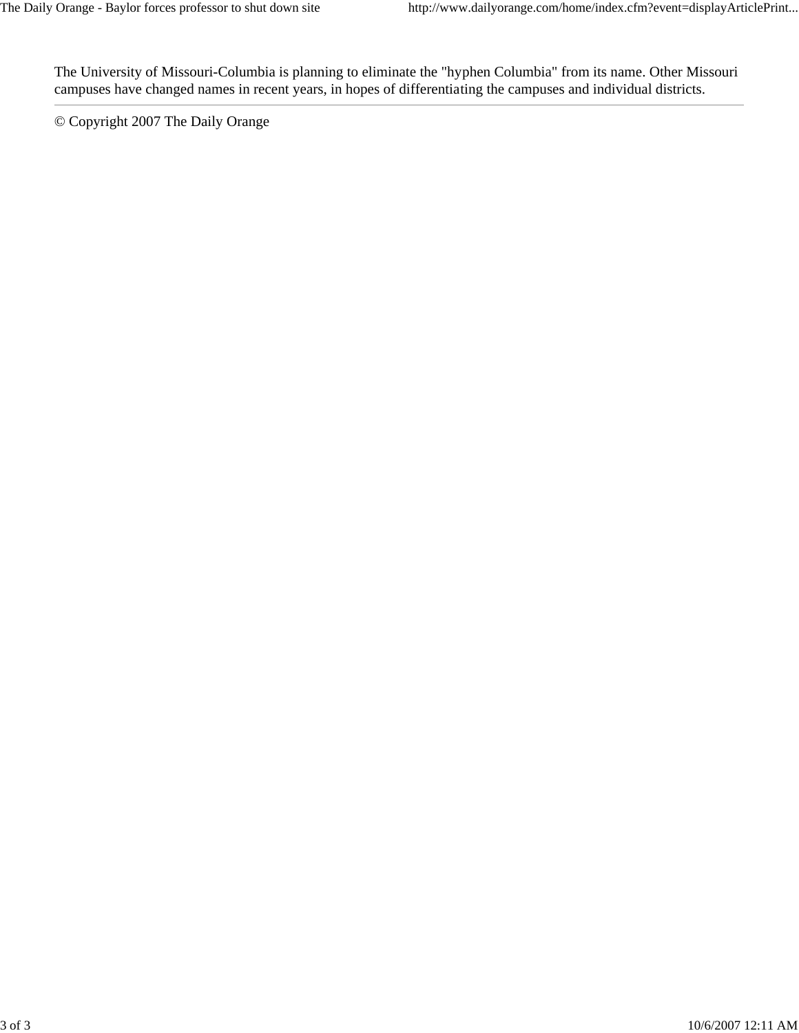The University of Missouri-Columbia is planning to eliminate the "hyphen Columbia" from its name. Other Missouri campuses have changed names in recent years, in hopes of differentiating the campuses and individual districts.

---

© Copyright 2007 The Daily Orange